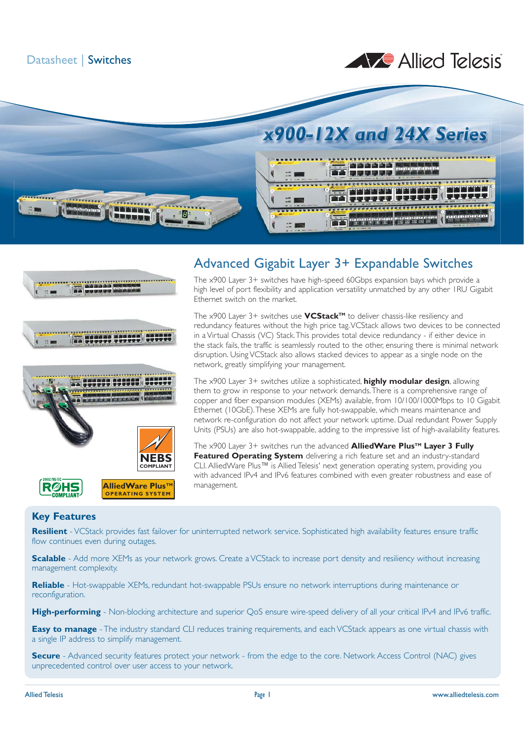Datasheet | Switches

# x900-12X and 24X Series

## Advanced Gigabit Layer 3+ Expandable Switches

The x900 Layer 3+ switches have high-speed 60Gbps expansion bays which provide a high level of port flexibility and application versatility unmatched by any other 1RU Gigabit Ethernet switch on the market.

The x900 Layer 3+ switches use **VCStack™** to deliver chassis-like resiliency and redundancy features without the high price tag. VCStack allows two devices to be connected in a Virtual Chassis (VC) Stack. This provides total device redundancy - if either device in the stack fails, the traffic is seamlessly routed to the other, ensuring there is minimal network disruption. Using VCStack also allows stacked devices to appear as a single node on the network, greatly simplifying your management.

The x900 Layer 3+ switches utilize a sophisticated, **highly modular design**, allowing them to grow in response to your network demands. There is a comprehensive range of copper and fiber expansion modules (XEMs) available, from 10/100/1000Mbps to 10 Gigabit Ethernet (10GbE). These XEMs are fully hot-swappable, which means maintenance and network re-configuration do not affect your network uptime. Dual redundant Power Supply Units (PSUs) are also hot-swappable, adding to the impressive list of high-availability features.

The x900 Layer 3+ switches run the advanced **AlliedWare Plus™ Layer 3 Fully Featured Operating System** delivering a rich feature set and an industry-standard CLI. AlliedWare Plus™ is Allied Telesis' next generation operating system, providing you with advanced IPv4 and IPv6 features combined with even greater robustness and ease of management.

### Key Features

**Resilient** - VCStack provides fast failover for uninterrupted network service. Sophisticated high availability features ensure traffic flow continues even during outages.

**Scalable** - Add more XEMs as your network grows. Create a VCStack to increase port density and resiliency without increasing management complexity.

**Reliable** - Hot-swappable XEMs, redundant hot-swappable PSUs ensure no network interruptions during maintenance or reconfiguration.

**High-performing** - Non-blocking architecture and superior QoS ensure wire-speed delivery of all your critical IPv4 and IPv6 traffic.

**Easy to manage** - The industry standard CLI reduces training requirements, and each VCStack appears as one virtual chassis with a single IP address to simplify management.

**Secure** - Advanced security features protect your network - from the edge to the core. Network Access Control (NAC) gives unprecedented control over user access to your network.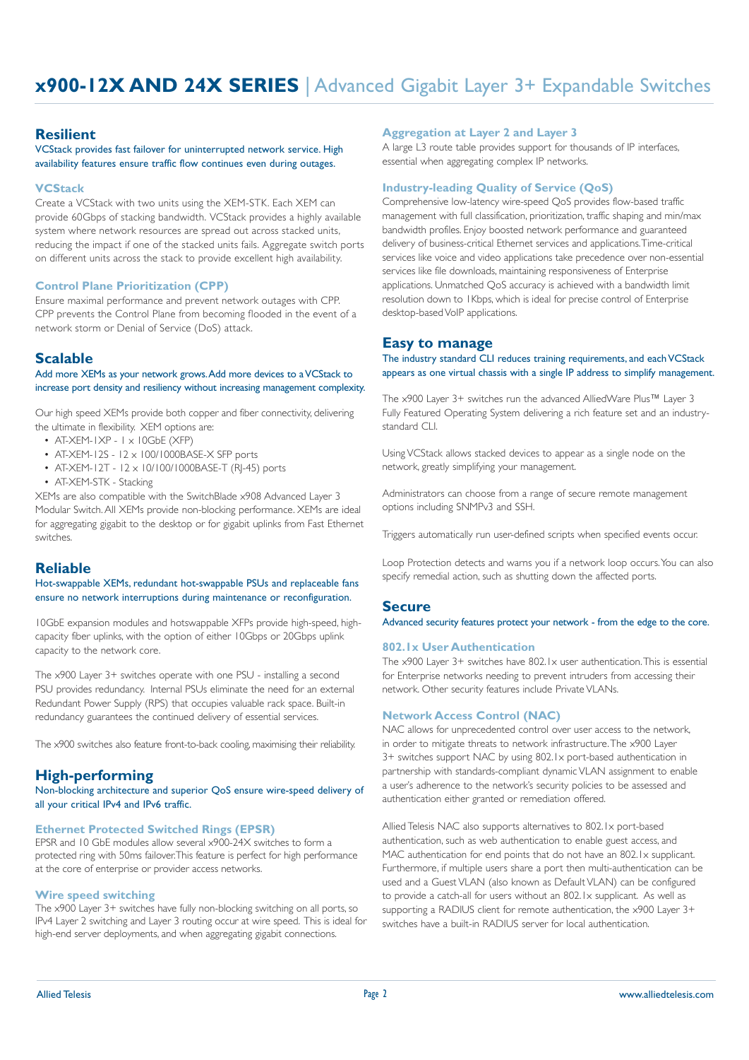# x900-12X AND 24X SERIES | Advanced Gigabit Layer 3+ Expandable Switches

## Resilient

VCStack provides fast failover for uninterrupted network service. High availability features ensure traffic flow continues even during outages.

### VCStack

Create a VCStack with two units using the XEM-STK. Each XEM can provide 60Gbps of stacking bandwidth. VCStack provides a highly available system where network resources are spread out across stacked units, reducing the impact if one of the stacked units fails. Aggregate switch ports on different units across the stack to provide excellent high availability.

### Control Plane Prioritization (CPP)

Ensure maximal performance and prevent network outages with CPP. CPP prevents the Control Plane from becoming flooded in the event of a network storm or Denial of Service (DoS) attack.

## Scalable

Add more XEMs as your network grows. Add more devices to a VCStack to increase port density and resiliency without increasing management complexity.

Our high speed XEMs provide both copper and fiber connectivity, delivering the ultimate in flexibility. XEM options are:

- AT-XEM-1XP - 1 x 10GbE (XFP)
- AT-XEM-12S - 12 x 100/1000BASE-X SFP ports
- AT-XEM-12T - 12 x 10/100/1000BASE-T (RJ-45) ports
- AT-XEM-STK - Stacking

XEMs are also compatible with the SwitchBlade x908 Advanced Layer 3 Modular Switch. All XEMs provide non-blocking performance. XEMs are ideal for aggregating gigabit to the desktop or for gigabit uplinks from Fast Ethernet switches.

## Reliable

Hot-swappable XEMs, redundant hot-swappable PSUs and replaceable fans ensure no network interruptions during maintenance or reconfiguration.

10GbE expansion modules and hotswappable XFPs provide high-speed, high-capacity fiber uplinks, with the option of either 10Gbps or 20Gbps uplink capacity to the network core.

The x900 Layer 3+ switches operate with one PSU - installing a second PSU provides redundancy. Internal PSUs eliminate the need for an external Redundant Power Supply (RPS) that occupies valuable rack space. Built-in redundancy guarantees the continued delivery of essential services.

The x900 switches also feature front-to-back cooling, maximising their reliability.

## High-performing

Non-blocking architecture and superior QoS ensure wire-speed delivery of all your critical IPv4 and IPv6 traffic.

### Ethernet Protected Switched Rings (EPSR)

EPSR and 10 GbE modules allow several x900-24X switches to form a protected ring with 50ms failover. This feature is perfect for high performance at the core of enterprise or provider access networks.

### Wire speed switching

The x900 Layer 3+ switches have fully non-blocking switching on all ports, so IPv4 Layer 2 switching and Layer 3 routing occur at wire speed. This is ideal for high-end server deployments, and when aggregating gigabit connections.

### Aggregation at Layer 2 and Layer 3

A large L3 route table provides support for thousands of IP interfaces, essential when aggregating complex IP networks.

### Industry-leading Quality of Service (QoS)

Comprehensive low-latency wire-speed QoS provides flow-based traffic management with full classification, prioritization, traffic shaping and min/max bandwidth profiles. Enjoy boosted network performance and guaranteed delivery of business-critical Ethernet services and applications. Time-critical services like voice and video applications take precedence over non-essential services like file downloads, maintaining responsiveness of Enterprise applications. Unmatched QoS accuracy is achieved with a bandwidth limit resolution down to 1Kbps, which is ideal for precise control of Enterprise desktop-based VoIP applications.

## Easy to manage

The industry standard CLI reduces training requirements, and each VCStack appears as one virtual chassis with a single IP address to simplify management.

The x900 Layer 3+ switches run the advanced AlliedWare Plus™ Layer 3 Fully Featured Operating System delivering a rich feature set and an industry-standard CLI.

Using VCStack allows stacked devices to appear as a single node on the network, greatly simplifying your management.

Administrators can choose from a range of secure remote management options including SNMPv3 and SSH.

Triggers automatically run user-defined scripts when specified events occur.

Loop Protection detects and warns you if a network loop occurs. You can also specify remedial action, such as shutting down the affected ports.

## Secure

Advanced security features protect your network - from the edge to the core.

### 802.1x User Authentication

The x900 Layer 3+ switches have 802.1x user authentication. This is essential for Enterprise networks needing to prevent intruders from accessing their network. Other security features include Private VLANs.

### Network Access Control (NAC)

NAC allows for unprecedented control over user access to the network, in order to mitigate threats to network infrastructure. The x900 Layer 3+ switches support NAC by using 802.1x port-based authentication in partnership with standards-compliant dynamic VLAN assignment to enable a user's adherence to the network's security policies to be assessed and authentication either granted or remediation offered.

Allied Telesis NAC also supports alternatives to 802.1x port-based authentication, such as web authentication to enable guest access, and MAC authentication for end points that do not have an 802.1x supplicant. Furthermore, if multiple users share a port then multi-authentication can be used and a Guest VLAN (also known as Default VLAN) can be configured to provide a catch-all for users without an 802.1x supplicant. As well as supporting a RADIUS client for remote authentication, the x900 Layer 3+ switches have a built-in RADIUS server for local authentication.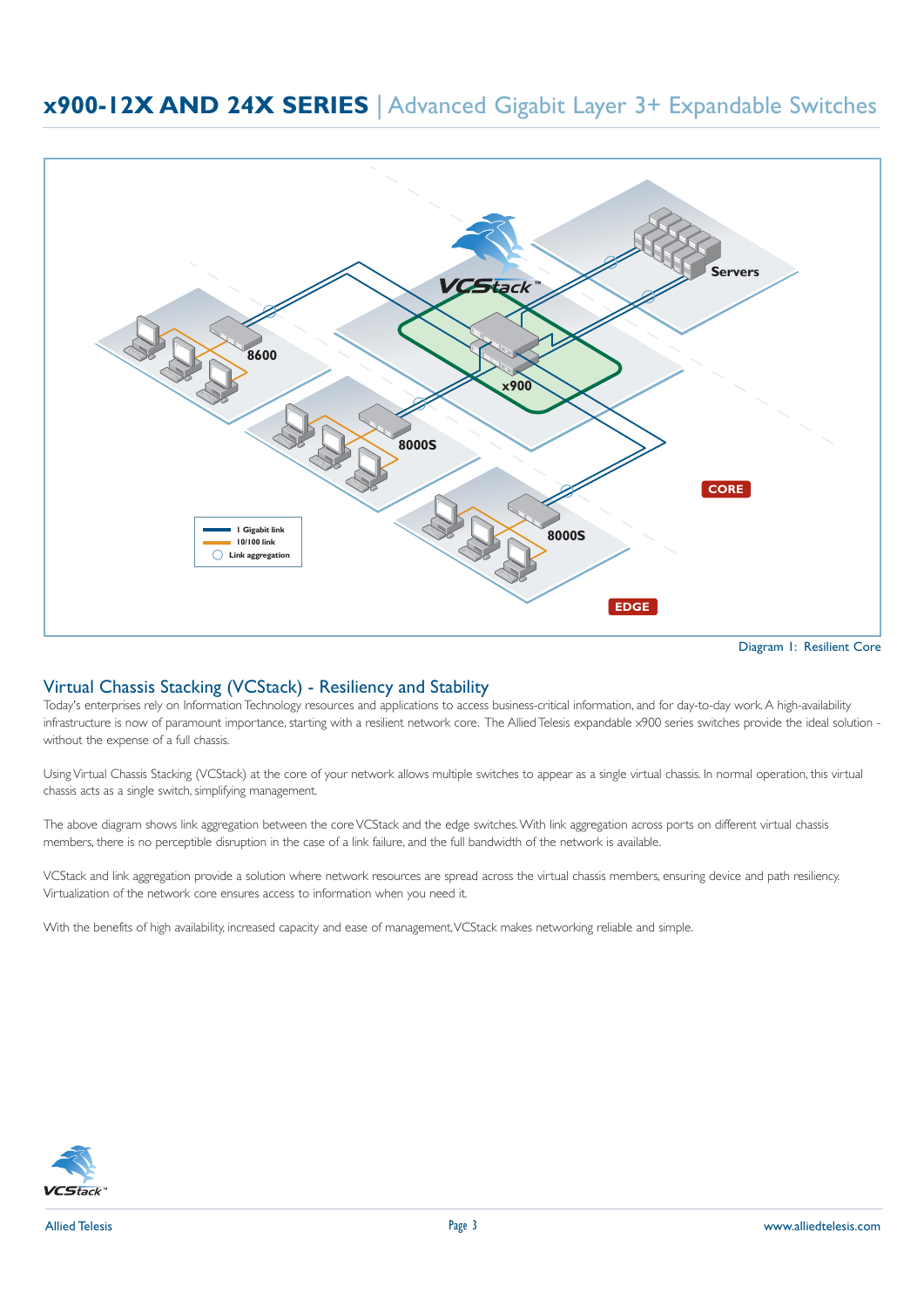Diagram 1: Resilient Core

## Virtual Chassis Stacking (VCStack) - Resiliency and Stability

Today's enterprises rely on Information Technology resources and applications to access business-critical information, and for day-to-day work. A high-availability infrastructure is now of paramount importance, starting with a resilient network core. The Allied Telesis expandable x900 series switches provide the ideal solution - without the expense of a full chassis.

Using Virtual Chassis Stacking (VCStack) at the core of your network allows multiple switches to appear as a single virtual chassis. In normal operation, this virtual chassis acts as a single switch, simplifying management.

The above diagram shows link aggregation between the core VCStack and the edge switches. With link aggregation across ports on different virtual chassis members, there is no perceptible disruption in the case of a link failure, and the full bandwidth of the network is available.

VCStack and link aggregation provide a solution where network resources are spread across the virtual chassis members, ensuring device and path resiliency. Virtualization of the network core ensures access to information when you need it.

With the benefits of high availability, increased capacity and ease of management, VCStack makes networking reliable and simple.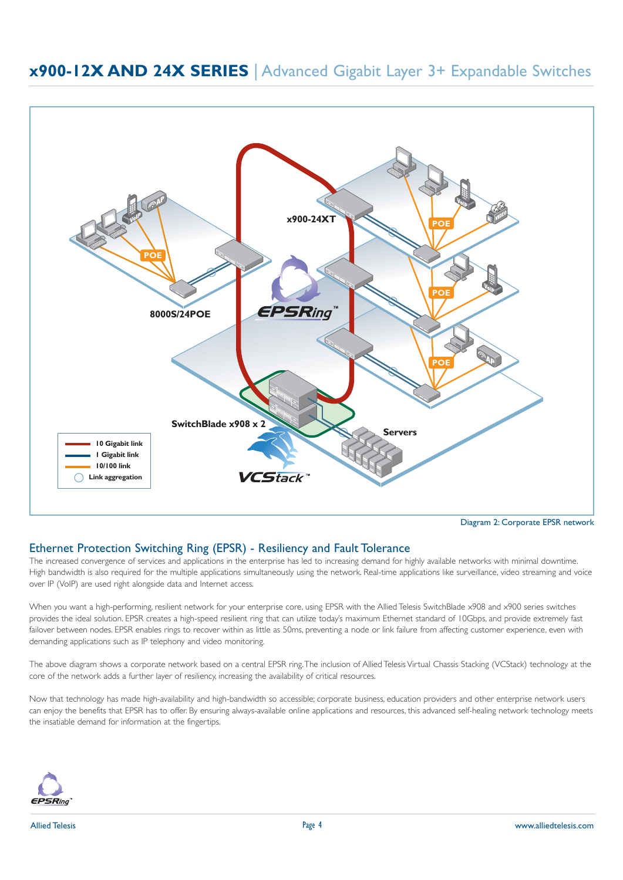# x900-12X AND 24X SERIES | Advanced Gigabit Layer 3+ Expandable Switches

Diagram 2: Corporate EPSR network

## Ethernet Protection Switching Ring (EPSR) - Resiliency and Fault Tolerance

The increased convergence of services and applications in the enterprise has led to increasing demand for highly available networks with minimal downtime. High bandwidth is also required for the multiple applications simultaneously using the network. Real-time applications like surveillance, video streaming and voice over IP (VoIP) are used right alongside data and Internet access.

When you want a high-performing, resilient network for your enterprise core, using EPSR with the Allied Telesis SwitchBlade x908 and x900 series switches provides the ideal solution. EPSR creates a high-speed resilient ring that can utilize today's maximum Ethernet standard of 10Gbps, and provide extremely fast failover between nodes. EPSR enables rings to recover within as little as 50ms, preventing a node or link failure from affecting customer experience, even with demanding applications such as IP telephony and video monitoring.

The above diagram shows a corporate network based on a central EPSR ring. The inclusion of Allied Telesis Virtual Chassis Stacking (VCStack) technology at the core of the network adds a further layer of resiliency, increasing the availability of critical resources.

Now that technology has made high-availability and high-bandwidth so accessible; corporate business, education providers and other enterprise network users can enjoy the benefits that EPSR has to offer. By ensuring always-available online applications and resources, this advanced self-healing network technology meets the insatiable demand for information at the fingertips.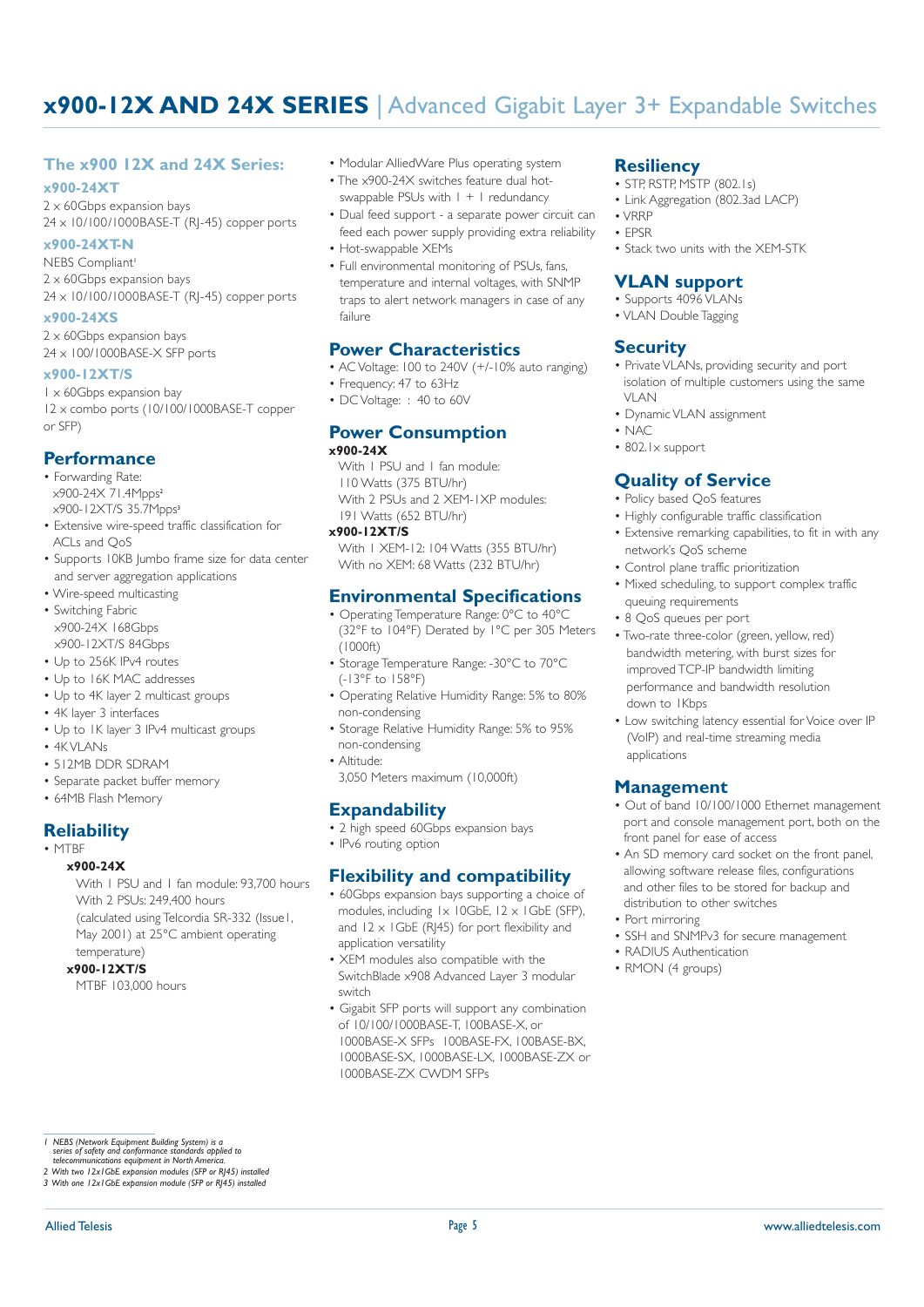# x900-12X AND 24X SERIES | Advanced Gigabit Layer 3+ Expandable Switches

## The x900 12X and 24X Series:

### x900-24XT

2 x 60Gbps expansion bays
24 x 10/100/1000BASE-T (RJ-45) copper ports

### x900-24XT-N

NEBS Compliant[1]
2 x 60Gbps expansion bays
24 x 10/100/1000BASE-T (RJ-45) copper ports

### x900-24XS

2 x 60Gbps expansion bays
24 x 100/1000BASE-X SFP ports

### x900-12XT/S

1 x 60Gbps expansion bay
12 x combo ports (10/100/1000BASE-T copper or SFP)

## Performance

- Forwarding Rate:
  x900-24X 71.4Mpps[2]
  x900-12XT/S 35.7Mpps[3]
- Extensive wire-speed traffic classification for ACLs and QoS
- Supports 10KB Jumbo frame size for data center and server aggregation applications
- Wire-speed multicasting
- Switching Fabric
  x900-24X 168Gbps
  x900-12XT/S 84Gbps
- Up to 256K IPv4 routes
- Up to 16K MAC addresses
- Up to 4K layer 2 multicast groups
- 4K layer 3 interfaces
- Up to 1K layer 3 IPv4 multicast groups
- 4K VLANs
- 512MB DDR SDRAM
- Separate packet buffer memory
- 64MB Flash Memory

## Reliability

- MTBF

**x900-24X**
With 1 PSU and 1 fan module: 93,700 hours
With 2 PSUs: 249,400 hours
(calculated using Telcordia SR-332 (Issue1, May 2001) at 25°C ambient operating temperature)

**x900-12XT/S**
MTBF 103,000 hours

- Modular AlliedWare Plus operating system
- The x900-24X switches feature dual hot-swappable PSUs with 1 + 1 redundancy
- Dual feed support - a separate power circuit can feed each power supply providing extra reliability
- Hot-swappable XEMs
- Full environmental monitoring of PSUs, fans, temperature and internal voltages, with SNMP traps to alert network managers in case of any failure

## Power Characteristics

- AC Voltage: 100 to 240V (+/-10% auto ranging)
- Frequency: 47 to 63Hz
- DC Voltage: : 40 to 60V

## Power Consumption

**x900-24X**
With 1 PSU and 1 fan module:
110 Watts (375 BTU/hr)
With 2 PSUs and 2 XEM-1XP modules:
191 Watts (652 BTU/hr)

**x900-12XT/S**
With 1 XEM-12: 104 Watts (355 BTU/hr)
With no XEM: 68 Watts (232 BTU/hr)

## Environmental Specifications

- Operating Temperature Range: 0°C to 40°C (32°F to 104°F) Derated by 1°C per 305 Meters (1000ft)
- Storage Temperature Range: -30°C to 70°C (-13°F to 158°F)
- Operating Relative Humidity Range: 5% to 80% non-condensing
- Storage Relative Humidity Range: 5% to 95% non-condensing
- Altitude:
  3,050 Meters maximum (10,000ft)

## Expandability

- 2 high speed 60Gbps expansion bays
- IPv6 routing option

## Flexibility and compatibility

- 60Gbps expansion bays supporting a choice of modules, including 1x 10GbE, 12 x 1GbE (SFP), and 12 x 1GbE (RJ45) for port flexibility and application versatility
- XEM modules also compatible with the SwitchBlade x908 Advanced Layer 3 modular switch
- Gigabit SFP ports will support any combination of 10/100/1000BASE-T, 100BASE-X, or 1000BASE-X SFPs 100BASE-FX, 100BASE-BX, 1000BASE-SX, 1000BASE-LX, 1000BASE-ZX or 1000BASE-ZX CWDM SFPs

## Resiliency

- STP, RSTP, MSTP (802.1s)
- Link Aggregation (802.3ad LACP)
- VRRP
- EPSR
- Stack two units with the XEM-STK

## VLAN support

- Supports 4096 VLANs
- VLAN Double Tagging

## Security

- Private VLANs, providing security and port isolation of multiple customers using the same VLAN
- Dynamic VLAN assignment
- NAC
- 802.1x support

## Quality of Service

- Policy based QoS features
- Highly configurable traffic classification
- Extensive remarking capabilities, to fit in with any network's QoS scheme
- Control plane traffic prioritization
- Mixed scheduling, to support complex traffic queuing requirements
- 8 QoS queues per port
- Two-rate three-color (green, yellow, red) bandwidth metering, with burst sizes for improved TCP-IP bandwidth limiting performance and bandwidth resolution down to 1Kbps
- Low switching latency essential for Voice over IP (VoIP) and real-time streaming media applications

## Management

- Out of band 10/100/1000 Ethernet management port and console management port, both on the front panel for ease of access
- An SD memory card socket on the front panel, allowing software release files, configurations and other files to be stored for backup and distribution to other switches
- Port mirroring
- SSH and SNMPv3 for secure management
- RADIUS Authentication
- RMON (4 groups)

---

*1 NEBS (Network Equipment Building System) is a series of safety and conformance standards applied to telecommunications equipment in North America.*
*2 With two 12x1GbE expansion modules (SFP or RJ45) installed*
*3 With one 12x1GbE expansion module (SFP or RJ45) installed*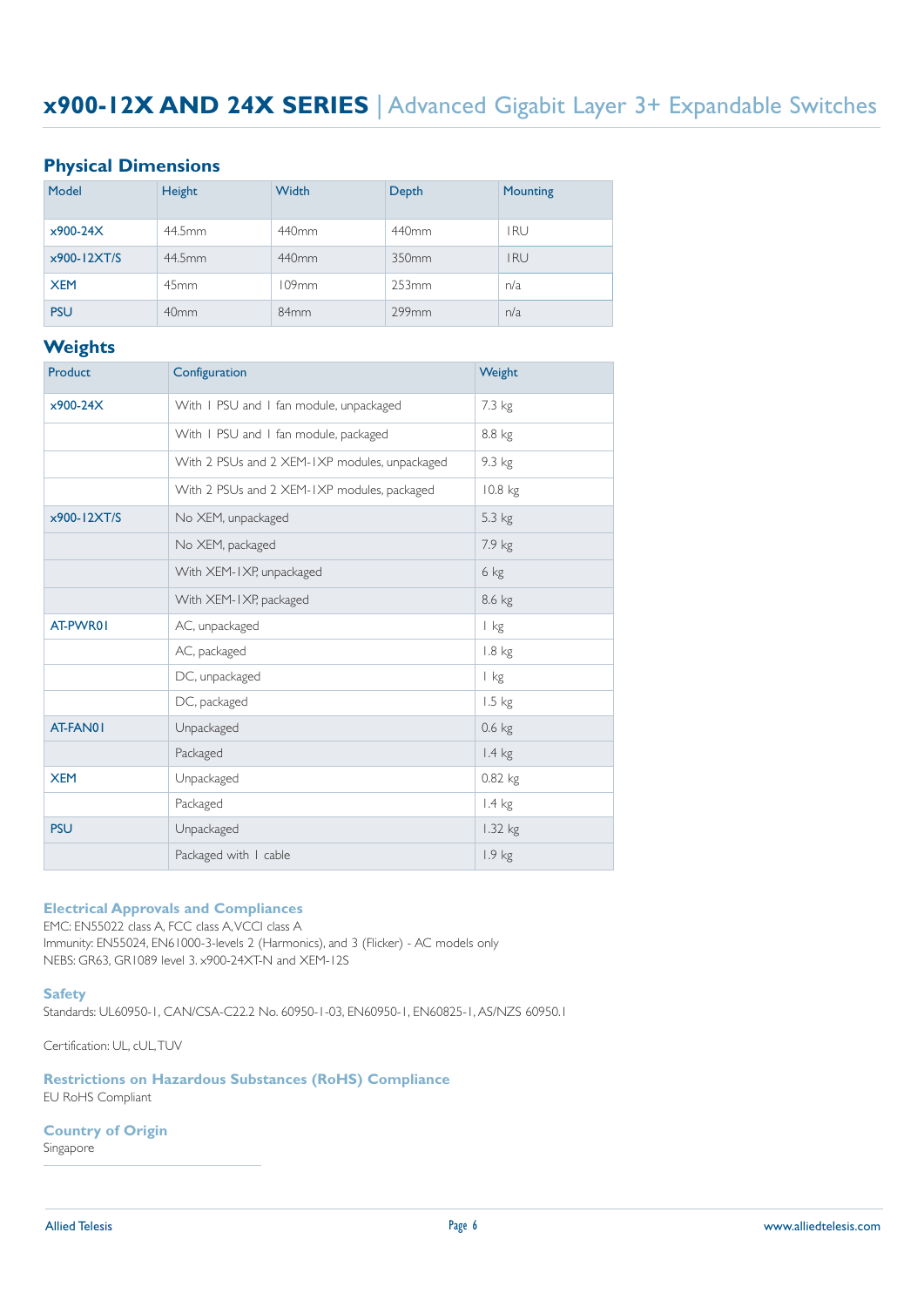## Physical Dimensions

| Model | Height | Width | Depth | Mounting |
|---|---|---|---|---|
| x900-24X | 44.5mm | 440mm | 440mm | 1RU |
| x900-12XT/S | 44.5mm | 440mm | 350mm | 1RU |
| XEM | 45mm | 109mm | 253mm | n/a |
| PSU | 40mm | 84mm | 299mm | n/a |

## Weights

| Product | Configuration | Weight |
|---|---|---|
| x900-24X | With 1 PSU and 1 fan module, unpackaged | 7.3 kg |
| | With 1 PSU and 1 fan module, packaged | 8.8 kg |
| | With 2 PSUs and 2 XEM-1XP modules, unpackaged | 9.3 kg |
| | With 2 PSUs and 2 XEM-1XP modules, packaged | 10.8 kg |
| x900-12XT/S | No XEM, unpackaged | 5.3 kg |
| | No XEM, packaged | 7.9 kg |
| | With XEM-1XP, unpackaged | 6 kg |
| | With XEM-1XP, packaged | 8.6 kg |
| AT-PWR01 | AC, unpackaged | 1 kg |
| | AC, packaged | 1.8 kg |
| | DC, unpackaged | 1 kg |
| | DC, packaged | 1.5 kg |
| AT-FAN01 | Unpackaged | 0.6 kg |
| | Packaged | 1.4 kg |
| XEM | Unpackaged | 0.82 kg |
| | Packaged | 1.4 kg |
| PSU | Unpackaged | 1.32 kg |
| | Packaged with 1 cable | 1.9 kg |

### Electrical Approvals and Compliances

EMC: EN55022 class A, FCC class A, VCCI class A
Immunity: EN55024, EN61000-3-levels 2 (Harmonics), and 3 (Flicker) - AC models only
NEBS: GR63, GR1089 level 3. x900-24XT-N and XEM-12S

### Safety

Standards: UL60950-1, CAN/CSA-C22.2 No. 60950-1-03, EN60950-1, EN60825-1, AS/NZS 60950.1

Certification: UL, cUL, TUV

### Restrictions on Hazardous Substances (RoHS) Compliance

EU RoHS Compliant

### Country of Origin

Singapore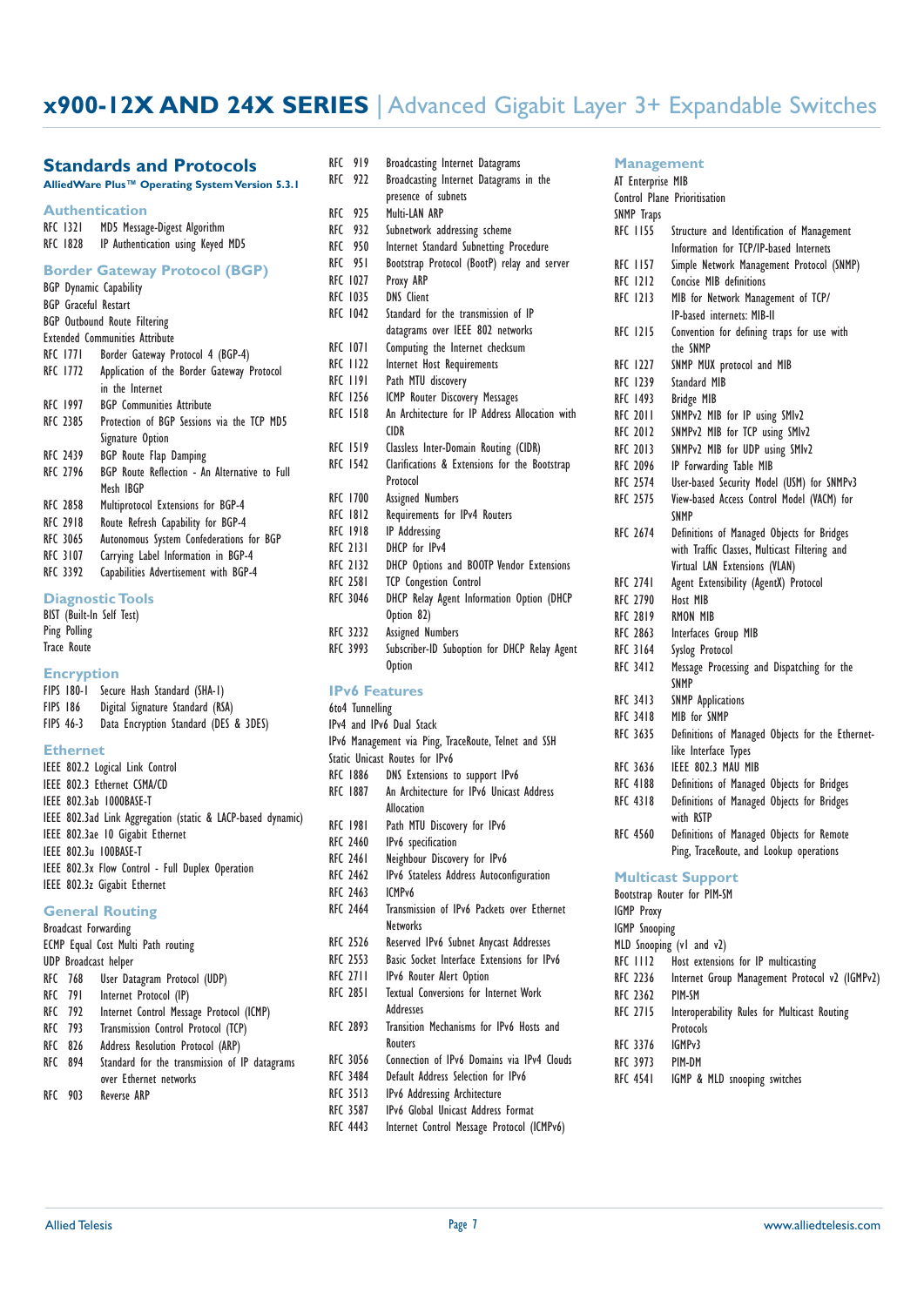# x900-12X AND 24X SERIES | Advanced Gigabit Layer 3+ Expandable Switches

## Standards and Protocols

**AlliedWare Plus™ Operating System Version 5.3.1**

### Authentication

RFC 1321 MD5 Message-Digest Algorithm
RFC 1828 IP Authentication using Keyed MD5

### Border Gateway Protocol (BGP)

BGP Dynamic Capability
BGP Graceful Restart
BGP Outbound Route Filtering
Extended Communities Attribute
RFC 1771 Border Gateway Protocol 4 (BGP-4)
RFC 1772 Application of the Border Gateway Protocol in the Internet
RFC 1997 BGP Communities Attribute
RFC 2385 Protection of BGP Sessions via the TCP MD5 Signature Option
RFC 2439 BGP Route Flap Damping
RFC 2796 BGP Route Reflection - An Alternative to Full Mesh IBGP
RFC 2858 Multiprotocol Extensions for BGP-4
RFC 2918 Route Refresh Capability for BGP-4
RFC 3065 Autonomous System Confederations for BGP
RFC 3107 Carrying Label Information in BGP-4
RFC 3392 Capabilities Advertisement with BGP-4

### Diagnostic Tools

BIST (Built-In Self Test)
Ping Polling
Trace Route

### Encryption

FIPS 180-1 Secure Hash Standard (SHA-1)
FIPS 186 Digital Signature Standard (RSA)
FIPS 46-3 Data Encryption Standard (DES & 3DES)

### Ethernet

IEEE 802.2 Logical Link Control
IEEE 802.3 Ethernet CSMA/CD
IEEE 802.3ab 1000BASE-T
IEEE 802.3ad Link Aggregation (static & LACP-based dynamic)
IEEE 802.3ae 10 Gigabit Ethernet
IEEE 802.3u 100BASE-T
IEEE 802.3x Flow Control - Full Duplex Operation
IEEE 802.3z Gigabit Ethernet

### General Routing

Broadcast Forwarding
ECMP Equal Cost Multi Path routing
UDP Broadcast helper
RFC 768 User Datagram Protocol (UDP)
RFC 791 Internet Protocol (IP)
RFC 792 Internet Control Message Protocol (ICMP)
RFC 793 Transmission Control Protocol (TCP)
RFC 826 Address Resolution Protocol (ARP)
RFC 894 Standard for the transmission of IP datagrams over Ethernet networks
RFC 903 Reverse ARP
RFC 919 Broadcasting Internet Datagrams
RFC 922 Broadcasting Internet Datagrams in the presence of subnets
RFC 925 Multi-LAN ARP
RFC 932 Subnetwork addressing scheme
RFC 950 Internet Standard Subnetting Procedure
RFC 951 Bootstrap Protocol (BootP) relay and server
RFC 1027 Proxy ARP
RFC 1035 DNS Client
RFC 1042 Standard for the transmission of IP datagrams over IEEE 802 networks
RFC 1071 Computing the Internet checksum
RFC 1122 Internet Host Requirements
RFC 1191 Path MTU discovery
RFC 1256 ICMP Router Discovery Messages
RFC 1518 An Architecture for IP Address Allocation with CIDR
RFC 1519 Classless Inter-Domain Routing (CIDR)
RFC 1542 Clarifications & Extensions for the Bootstrap Protocol
RFC 1700 Assigned Numbers
RFC 1812 Requirements for IPv4 Routers
RFC 1918 IP Addressing
RFC 2131 DHCP for IPv4
RFC 2132 DHCP Options and BOOTP Vendor Extensions
RFC 2581 TCP Congestion Control
RFC 3046 DHCP Relay Agent Information Option (DHCP Option 82)
RFC 3232 Assigned Numbers
RFC 3993 Subscriber-ID Suboption for DHCP Relay Agent Option

### IPv6 Features

6to4 Tunnelling
IPv4 and IPv6 Dual Stack
IPv6 Management via Ping, TraceRoute, Telnet and SSH
Static Unicast Routes for IPv6
RFC 1886 DNS Extensions to support IPv6
RFC 1887 An Architecture for IPv6 Unicast Address Allocation
RFC 1981 Path MTU Discovery for IPv6
RFC 2460 IPv6 specification
RFC 2461 Neighbour Discovery for IPv6
RFC 2462 IPv6 Stateless Address Autoconfiguration
RFC 2463 ICMPv6
RFC 2464 Transmission of IPv6 Packets over Ethernet Networks
RFC 2526 Reserved IPv6 Subnet Anycast Addresses
RFC 2553 Basic Socket Interface Extensions for IPv6
RFC 2711 IPv6 Router Alert Option
RFC 2851 Textual Conversions for Internet Work Addresses
RFC 2893 Transition Mechanisms for IPv6 Hosts and Routers
RFC 3056 Connection of IPv6 Domains via IPv4 Clouds
RFC 3484 Default Address Selection for IPv6
RFC 3513 IPv6 Addressing Architecture
RFC 3587 IPv6 Global Unicast Address Format
RFC 4443 Internet Control Message Protocol (ICMPv6)

### Management

AT Enterprise MIB
Control Plane Prioritisation
SNMP Traps
RFC 1155 Structure and Identification of Management Information for TCP/IP-based Internets
RFC 1157 Simple Network Management Protocol (SNMP)
RFC 1212 Concise MIB definitions
RFC 1213 MIB for Network Management of TCP/IP-based internets: MIB-II
RFC 1215 Convention for defining traps for use with the SNMP
RFC 1227 SNMP MUX protocol and MIB
RFC 1239 Standard MIB
RFC 1493 Bridge MIB
RFC 2011 SNMPv2 MIB for IP using SMIv2
RFC 2012 SNMPv2 MIB for TCP using SMIv2
RFC 2013 SNMPv2 MIB for UDP using SMIv2
RFC 2096 IP Forwarding Table MIB
RFC 2574 User-based Security Model (USM) for SNMPv3
RFC 2575 View-based Access Control Model (VACM) for SNMP
RFC 2674 Definitions of Managed Objects for Bridges with Traffic Classes, Multicast Filtering and Virtual LAN Extensions (VLAN)
RFC 2741 Agent Extensibility (AgentX) Protocol
RFC 2790 Host MIB
RFC 2819 RMON MIB
RFC 2863 Interfaces Group MIB
RFC 3164 Syslog Protocol
RFC 3412 Message Processing and Dispatching for the SNMP
RFC 3413 SNMP Applications
RFC 3418 MIB for SNMP
RFC 3635 Definitions of Managed Objects for the Ethernet-like Interface Types
RFC 3636 IEEE 802.3 MAU MIB
RFC 4188 Definitions of Managed Objects for Bridges
RFC 4318 Definitions of Managed Objects for Bridges with RSTP
RFC 4560 Definitions of Managed Objects for Remote Ping, TraceRoute, and Lookup operations

### Multicast Support

Bootstrap Router for PIM-SM
IGMP Proxy
IGMP Snooping
MLD Snooping (v1 and v2)
RFC 1112 Host extensions for IP multicasting
RFC 2236 Internet Group Management Protocol v2 (IGMPv2)
RFC 2362 PIM-SM
RFC 2715 Interoperability Rules for Multicast Routing Protocols
RFC 3376 IGMPv3
RFC 3973 PIM-DM
RFC 4541 IGMP & MLD snooping switches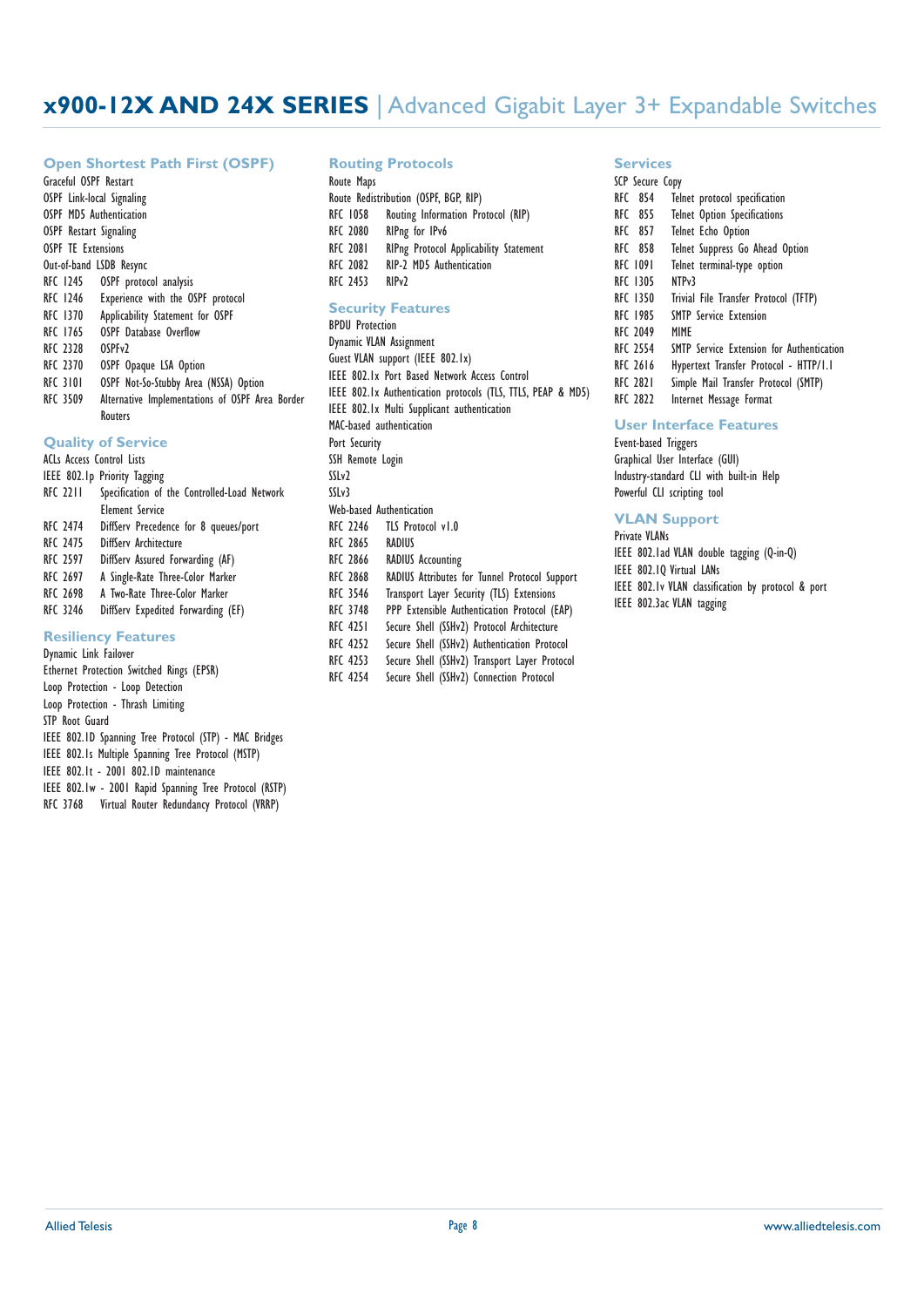# x900-12X AND 24X SERIES | Advanced Gigabit Layer 3+ Expandable Switches

### Open Shortest Path First (OSPF)

Graceful OSPF Restart
OSPF Link-local Signaling
OSPF MD5 Authentication
OSPF Restart Signaling
OSPF TE Extensions
Out-of-band LSDB Resync
RFC 1245 OSPF protocol analysis
RFC 1246 Experience with the OSPF protocol
RFC 1370 Applicability Statement for OSPF
RFC 1765 OSPF Database Overflow
RFC 2328 OSPFv2
RFC 2370 OSPF Opaque LSA Option
RFC 3101 OSPF Not-So-Stubby Area (NSSA) Option
RFC 3509 Alternative Implementations of OSPF Area Border Routers

### Quality of Service

ACLs Access Control Lists
IEEE 802.1p Priority Tagging
RFC 2211 Specification of the Controlled-Load Network Element Service
RFC 2474 DiffServ Precedence for 8 queues/port
RFC 2475 DiffServ Architecture
RFC 2597 DiffServ Assured Forwarding (AF)
RFC 2697 A Single-Rate Three-Color Marker
RFC 2698 A Two-Rate Three-Color Marker
RFC 3246 DiffServ Expedited Forwarding (EF)

### Resiliency Features

Dynamic Link Failover
Ethernet Protection Switched Rings (EPSR)
Loop Protection - Loop Detection
Loop Protection - Thrash Limiting
STP Root Guard
IEEE 802.1D Spanning Tree Protocol (STP) - MAC Bridges
IEEE 802.1s Multiple Spanning Tree Protocol (MSTP)
IEEE 802.1t - 2001 802.1D maintenance
IEEE 802.1w - 2001 Rapid Spanning Tree Protocol (RSTP)
RFC 3768 Virtual Router Redundancy Protocol (VRRP)

### Routing Protocols

Route Maps
Route Redistribution (OSPF, BGP, RIP)
RFC 1058 Routing Information Protocol (RIP)
RFC 2080 RIPng for IPv6
RFC 2081 RIPng Protocol Applicability Statement
RFC 2082 RIP-2 MD5 Authentication
RFC 2453 RIPv2

### Security Features

BPDU Protection
Dynamic VLAN Assignment
Guest VLAN support (IEEE 802.1x)
IEEE 802.1x Port Based Network Access Control
IEEE 802.1x Authentication protocols (TLS, TTLS, PEAP & MD5)
IEEE 802.1x Multi Supplicant authentication
MAC-based authentication
Port Security
SSH Remote Login
SSLv2
SSLv3
Web-based Authentication
RFC 2246 TLS Protocol v1.0
RFC 2865 RADIUS
RFC 2866 RADIUS Accounting
RFC 2868 RADIUS Attributes for Tunnel Protocol Support
RFC 3546 Transport Layer Security (TLS) Extensions
RFC 3748 PPP Extensible Authentication Protocol (EAP)
RFC 4251 Secure Shell (SSHv2) Protocol Architecture
RFC 4252 Secure Shell (SSHv2) Authentication Protocol
RFC 4253 Secure Shell (SSHv2) Transport Layer Protocol
RFC 4254 Secure Shell (SSHv2) Connection Protocol

### Services

SCP Secure Copy
RFC 854 Telnet protocol specification
RFC 855 Telnet Option Specifications
RFC 857 Telnet Echo Option
RFC 858 Telnet Suppress Go Ahead Option
RFC 1091 Telnet terminal-type option
RFC 1305 NTPv3
RFC 1350 Trivial File Transfer Protocol (TFTP)
RFC 1985 SMTP Service Extension
RFC 2049 MIME
RFC 2554 SMTP Service Extension for Authentication
RFC 2616 Hypertext Transfer Protocol - HTTP/1.1
RFC 2821 Simple Mail Transfer Protocol (SMTP)
RFC 2822 Internet Message Format

### User Interface Features

Event-based Triggers
Graphical User Interface (GUI)
Industry-standard CLI with built-in Help
Powerful CLI scripting tool

### VLAN Support

Private VLANs
IEEE 802.1ad VLAN double tagging (Q-in-Q)
IEEE 802.1Q Virtual LANs
IEEE 802.1v VLAN classification by protocol & port
IEEE 802.3ac VLAN tagging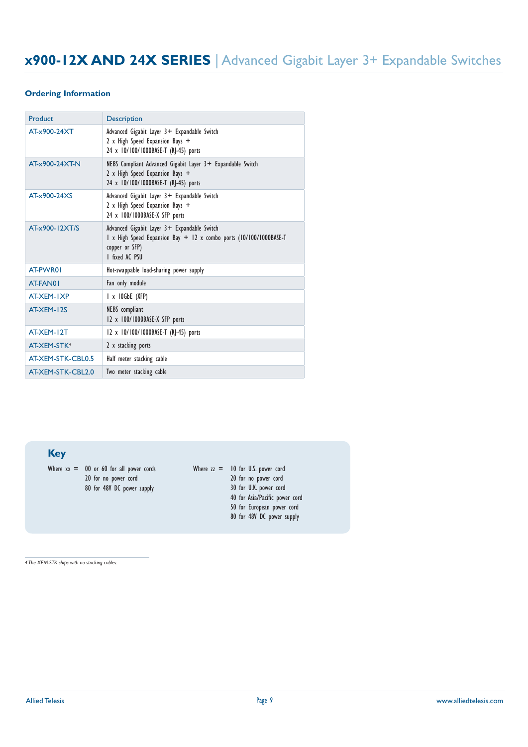# x900-12X AND 24X SERIES | Advanced Gigabit Layer 3+ Expandable Switches

## Ordering Information

| Product | Description |
| --- | --- |
| AT-x900-24XT | Advanced Gigabit Layer 3+ Expandable Switch<br>2 x High Speed Expansion Bays +<br>24 x 10/100/1000BASE-T (RJ-45) ports |
| AT-x900-24XT-N | NEBS Compliant Advanced Gigabit Layer 3+ Expandable Switch<br>2 x High Speed Expansion Bays +<br>24 x 10/100/1000BASE-T (RJ-45) ports |
| AT-x900-24XS | Advanced Gigabit Layer 3+ Expandable Switch<br>2 x High Speed Expansion Bays +<br>24 x 100/1000BASE-X SFP ports |
| AT-x900-12XT/S | Advanced Gigabit Layer 3+ Expandable Switch<br>1 x High Speed Expansion Bay + 12 x combo ports (10/100/1000BASE-T copper or SFP)<br>1 fixed AC PSU |
| AT-PWR01 | Hot-swappable load-sharing power supply |
| AT-FAN01 | Fan only module |
| AT-XEM-1XP | 1 x 10GbE (XFP) |
| AT-XEM-12S | NEBS compliant<br>12 x 100/1000BASE-X SFP ports |
| AT-XEM-12T | 12 x 10/100/1000BASE-T (RJ-45) ports |
| AT-XEM-STK[4] | 2 x stacking ports |
| AT-XEM-STK-CBL0.5 | Half meter stacking cable |
| AT-XEM-STK-CBL2.0 | Two meter stacking cable |

## Key

Where xx =
- 00 or 60 for all power cords
- 20 for no power cord
- 80 for 48V DC power supply

Where zz =
- 10 for U.S. power cord
- 20 for no power cord
- 30 for U.K. power cord
- 40 for Asia/Pacific power cord
- 50 for European power cord
- 80 for 48V DC power supply

*4 The XEM-STK ships with no stacking cables.*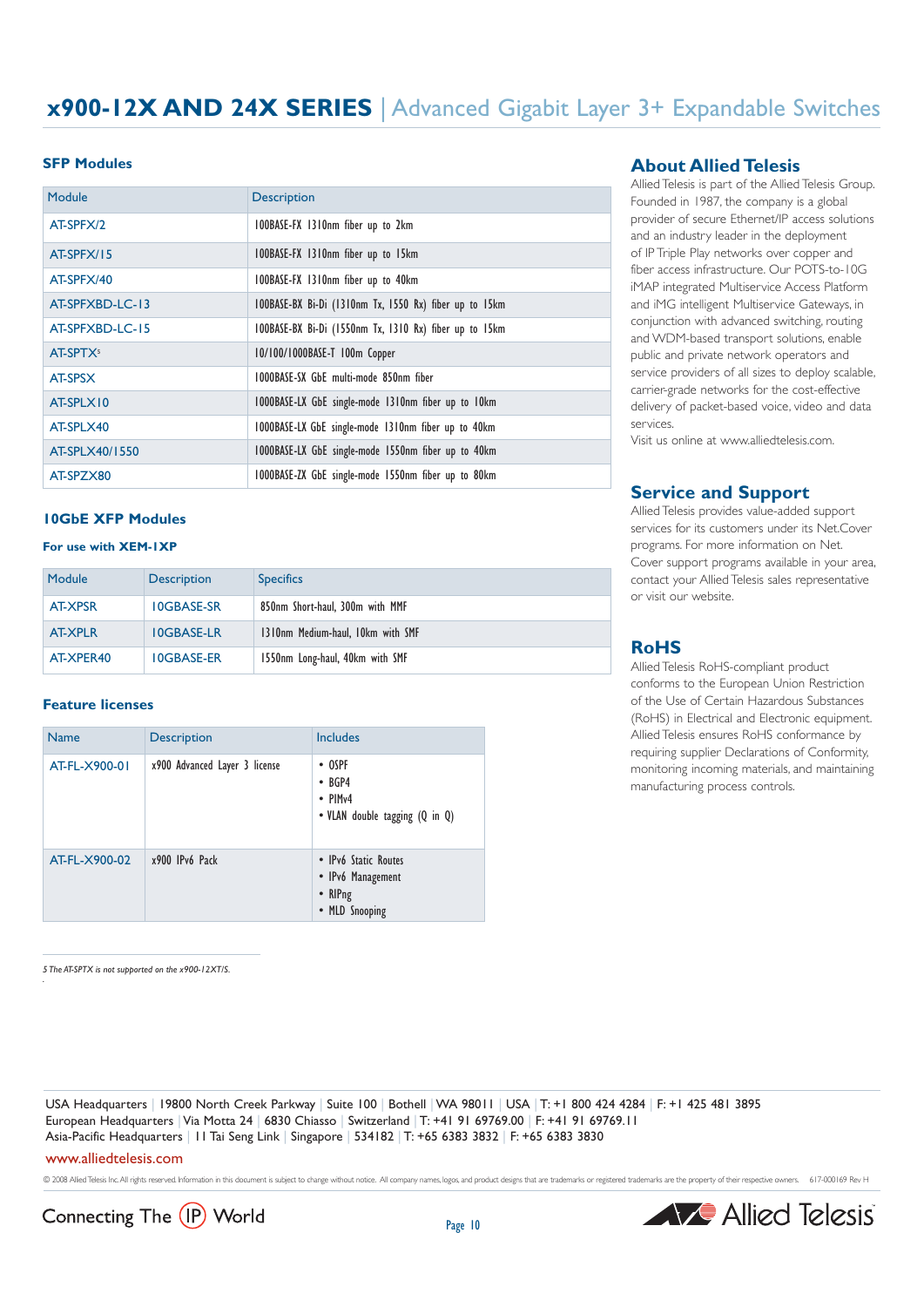# x900-12X AND 24X SERIES | Advanced Gigabit Layer 3+ Expandable Switches

## SFP Modules

| Module | Description |
|---|---|
| AT-SPFX/2 | 100BASE-FX 1310nm fiber up to 2km |
| AT-SPFX/15 | 100BASE-FX 1310nm fiber up to 15km |
| AT-SPFX/40 | 100BASE-FX 1310nm fiber up to 40km |
| AT-SPFXBD-LC-13 | 100BASE-BX Bi-Di (1310nm Tx, 1550 Rx) fiber up to 15km |
| AT-SPFXBD-LC-15 | 100BASE-BX Bi-Di (1550nm Tx, 1310 Rx) fiber up to 15km |
| AT-SPTX[5] | 10/100/1000BASE-T 100m Copper |
| AT-SPSX | 1000BASE-SX GbE multi-mode 850nm fiber |
| AT-SPLX10 | 1000BASE-LX GbE single-mode 1310nm fiber up to 10km |
| AT-SPLX40 | 1000BASE-LX GbE single-mode 1310nm fiber up to 40km |
| AT-SPLX40/1550 | 1000BASE-LX GbE single-mode 1550nm fiber up to 40km |
| AT-SPZX80 | 1000BASE-ZX GbE single-mode 1550nm fiber up to 80km |

## 10GbE XFP Modules

### For use with XEM-1XP

| Module | Description | Specifics |
|---|---|---|
| AT-XPSR | 10GBASE-SR | 850nm Short-haul, 300m with MMF |
| AT-XPLR | 10GBASE-LR | 1310nm Medium-haul, 10km with SMF |
| AT-XPER40 | 10GBASE-ER | 1550nm Long-haul, 40km with SMF |

## Feature licenses

| Name | Description | Includes |
|---|---|---|
| AT-FL-X900-01 | x900 Advanced Layer 3 license | • OSPF<br>• BGP4<br>• PIMv4<br>• VLAN double tagging (Q in Q) |
| AT-FL-X900-02 | x900 IPv6 Pack | • IPv6 Static Routes<br>• IPv6 Management<br>• RIPng<br>• MLD Snooping |

*5 The AT-SPTX is not supported on the x900-12XT/S.*

## About Allied Telesis

Allied Telesis is part of the Allied Telesis Group. Founded in 1987, the company is a global provider of secure Ethernet/IP access solutions and an industry leader in the deployment of IP Triple Play networks over copper and fiber access infrastructure. Our POTS-to-10G iMAP integrated Multiservice Access Platform and iMG intelligent Multiservice Gateways, in conjunction with advanced switching, routing and WDM-based transport solutions, enable public and private network operators and service providers of all sizes to deploy scalable, carrier-grade networks for the cost-effective delivery of packet-based voice, video and data services.

Visit us online at www.alliedtelesis.com.

## Service and Support

Allied Telesis provides value-added support services for its customers under its Net.Cover programs. For more information on Net.Cover support programs available in your area, contact your Allied Telesis sales representative or visit our website.

## RoHS

Allied Telesis RoHS-compliant product conforms to the European Union Restriction of the Use of Certain Hazardous Substances (RoHS) in Electrical and Electronic equipment. Allied Telesis ensures RoHS conformance by requiring supplier Declarations of Conformity, monitoring incoming materials, and maintaining manufacturing process controls.

USA Headquarters | 19800 North Creek Parkway | Suite 100 | Bothell | WA 98011 | USA | T: +1 800 424 4284 | F: +1 425 481 3895
European Headquarters | Via Motta 24 | 6830 Chiasso | Switzerland | T: +41 91 69769.00 | F: +41 91 69769.11
Asia-Pacific Headquarters | 11 Tai Seng Link | Singapore | 534182 | T: +65 6383 3832 | F: +65 6383 3830

www.alliedtelesis.com

© 2008 Allied Telesis Inc. All rights reserved. Information in this document is subject to change without notice. All company names, logos, and product designs that are trademarks or registered trademarks are the property of their respective owners. 617-000169 Rev H

Connecting The IP World

Allied Telesis